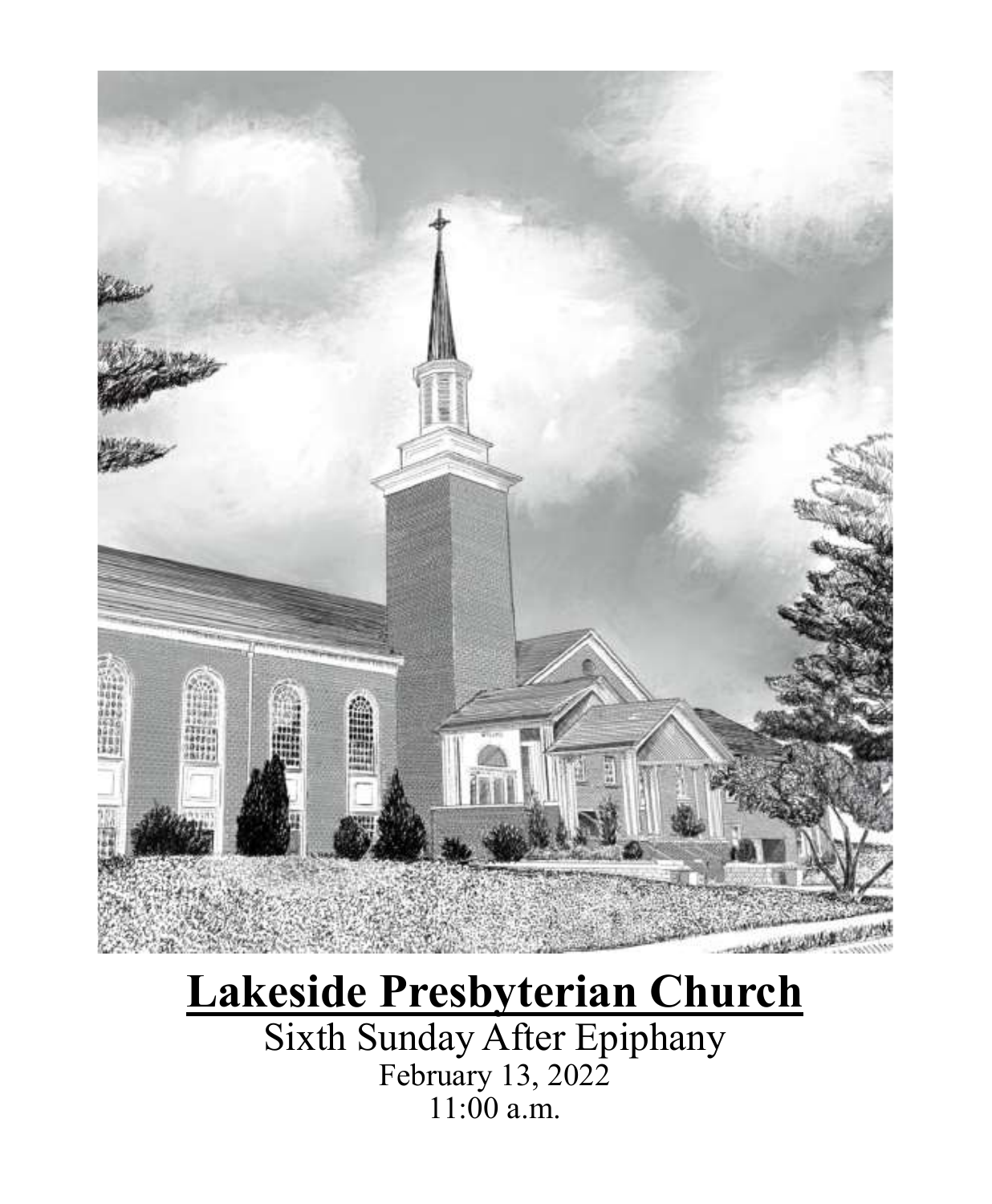# Lakeside Presbyterian Church

Sixth Sunday After Epiphany

February 13, 2022

11:00 a.m.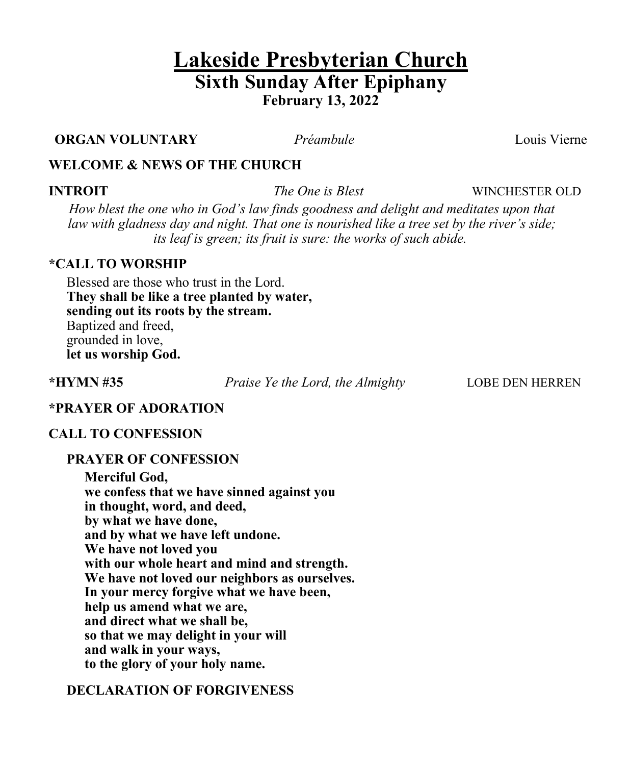# Lakeside Presbyterian Church

## Sixth Sunday After Epiphany

**February 13, 2022**

**ORGAN VOLUNTARY** *Préambule* Louis Vierne

**WELCOME & NEWS OF THE CHURCH**

**INTROIT** *The One is Blest* WINCHESTER OLD

*How blest the one who in God's law finds goodness and delight and meditates upon that law with gladness day and night. That one is nourished like a tree set by the river's side; its leaf is green; its fruit is sure: the works of such abide.*

**\*CALL TO WORSHIP**

Blessed are those who trust in the Lord.
**They shall be like a tree planted by water,**
**sending out its roots by the stream.**
Baptized and freed,
grounded in love,
**let us worship God.**

**\*HYMN #35** *Praise Ye the Lord, the Almighty* LOBE DEN HERREN

**\*PRAYER OF ADORATION**

**CALL TO CONFESSION**

**PRAYER OF CONFESSION**

**Merciful God,**
**we confess that we have sinned against you**
**in thought, word, and deed,**
**by what we have done,**
**and by what we have left undone.**
**We have not loved you**
**with our whole heart and mind and strength.**
**We have not loved our neighbors as ourselves.**
**In your mercy forgive what we have been,**
**help us amend what we are,**
**and direct what we shall be,**
**so that we may delight in your will**
**and walk in your ways,**
**to the glory of your holy name.**

**DECLARATION OF FORGIVENESS**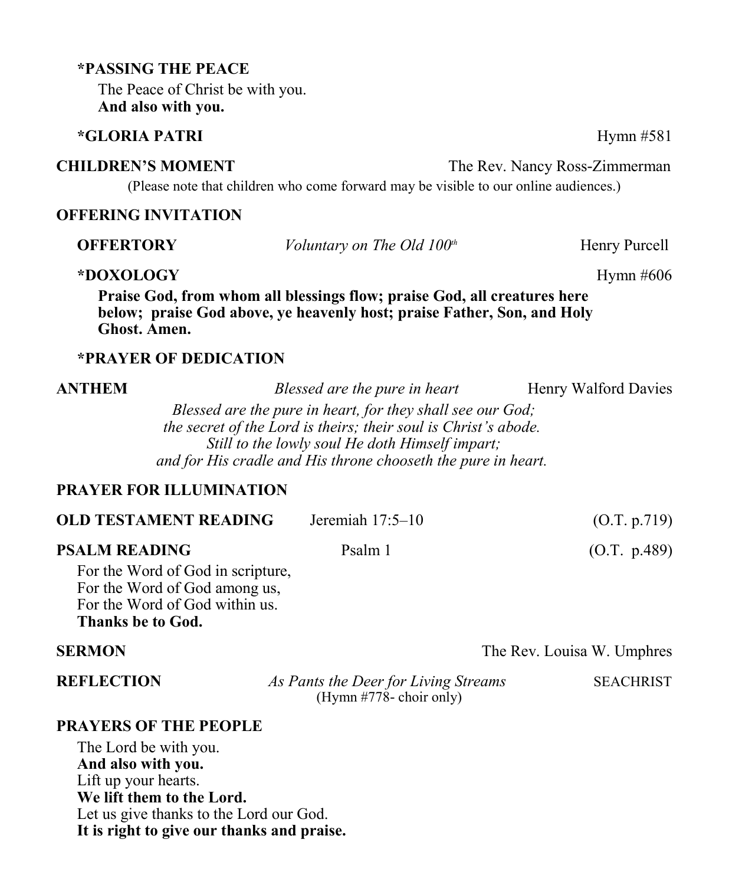**\*PASSING THE PEACE**

The Peace of Christ be with you.
**And also with you.**

**\*GLORIA PATRI** Hymn #581

**CHILDREN'S MOMENT** The Rev. Nancy Ross-Zimmerman

(Please note that children who come forward may be visible to our online audiences.)

**OFFERING INVITATION**

**OFFERTORY** *Voluntary on The Old 100th* Henry Purcell

**\*DOXOLOGY** Hymn #606

**Praise God, from whom all blessings flow; praise God, all creatures here below; praise God above, ye heavenly host; praise Father, Son, and Holy Ghost. Amen.**

**\*PRAYER OF DEDICATION**

**ANTHEM** *Blessed are the pure in heart* Henry Walford Davies

*Blessed are the pure in heart, for they shall see our God;*
*the secret of the Lord is theirs; their soul is Christ's abode.*
*Still to the lowly soul He doth Himself impart;*
*and for His cradle and His throne chooseth the pure in heart.*

**PRAYER FOR ILLUMINATION**

**OLD TESTAMENT READING** Jeremiah 17:5–10 (O.T. p.719)

**PSALM READING** Psalm 1 (O.T. p.489)

For the Word of God in scripture,
For the Word of God among us,
For the Word of God within us.
**Thanks be to God.**

**SERMON** The Rev. Louisa W. Umphres

**REFLECTION** *As Pants the Deer for Living Streams* SEACHRIST
(Hymn #778- choir only)

**PRAYERS OF THE PEOPLE**

The Lord be with you.
**And also with you.**
Lift up your hearts.
**We lift them to the Lord.**
Let us give thanks to the Lord our God.
**It is right to give our thanks and praise.**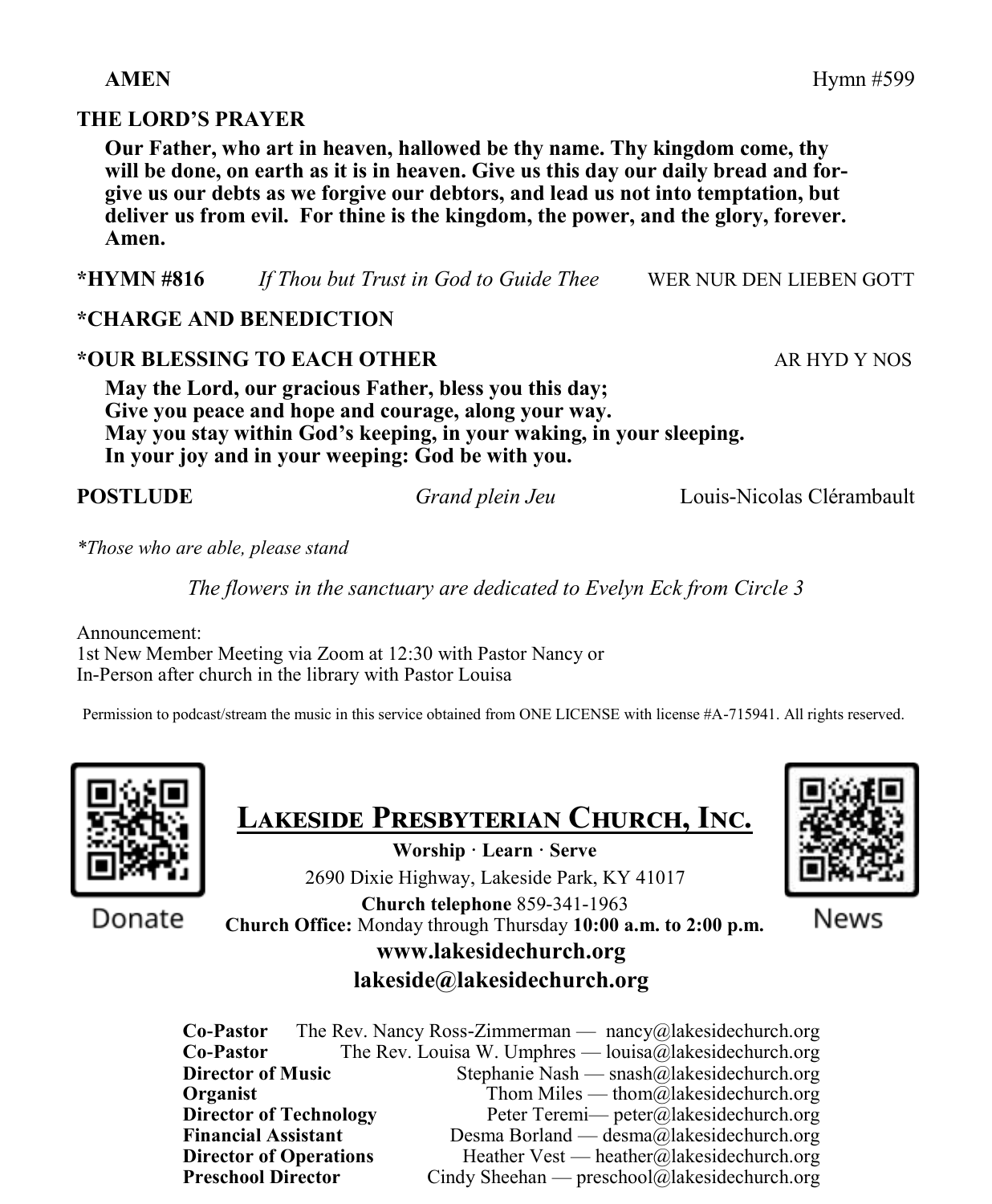**AMEN** Hymn #599

**THE LORD'S PRAYER**

**Our Father, who art in heaven, hallowed be thy name. Thy kingdom come, thy will be done, on earth as it is in heaven. Give us this day our daily bread and forgive us our debts as we forgive our debtors, and lead us not into temptation, but deliver us from evil. For thine is the kingdom, the power, and the glory, forever. Amen.**

**\*HYMN #816** *If Thou but Trust in God to Guide Thee* WER NUR DEN LIEBEN GOTT

**\*CHARGE AND BENEDICTION**

**\*OUR BLESSING TO EACH OTHER** AR HYD Y NOS

**May the Lord, our gracious Father, bless you this day;**
**Give you peace and hope and courage, along your way.**
**May you stay within God's keeping, in your waking, in your sleeping.**
**In your joy and in your weeping: God be with you.**

**POSTLUDE** *Grand plein Jeu* Louis-Nicolas Clérambault

*\*Those who are able, please stand*

*The flowers in the sanctuary are dedicated to Evelyn Eck from Circle 3*

Announcement:
1st New Member Meeting via Zoom at 12:30 with Pastor Nancy or
In-Person after church in the library with Pastor Louisa

Permission to podcast/stream the music in this service obtained from ONE LICENSE with license #A-715941. All rights reserved.

Donate

News

## Lakeside Presbyterian Church, Inc.

**Worship · Learn · Serve**

2690 Dixie Highway, Lakeside Park, KY 41017

**Church telephone** 859-341-1963

**Church Office:** Monday through Thursday **10:00 a.m. to 2:00 p.m.**

**www.lakesidechurch.org**

**lakeside@lakesidechurch.org**

| | |
|---|---|
| **Co-Pastor** | The Rev. Nancy Ross-Zimmerman — nancy@lakesidechurch.org |
| **Co-Pastor** | The Rev. Louisa W. Umphres — louisa@lakesidechurch.org |
| **Director of Music** | Stephanie Nash — snash@lakesidechurch.org |
| **Organist** | Thom Miles — thom@lakesidechurch.org |
| **Director of Technology** | Peter Teremi— peter@lakesidechurch.org |
| **Financial Assistant** | Desma Borland — desma@lakesidechurch.org |
| **Director of Operations** | Heather Vest — heather@lakesidechurch.org |
| **Preschool Director** | Cindy Sheehan — preschool@lakesidechurch.org |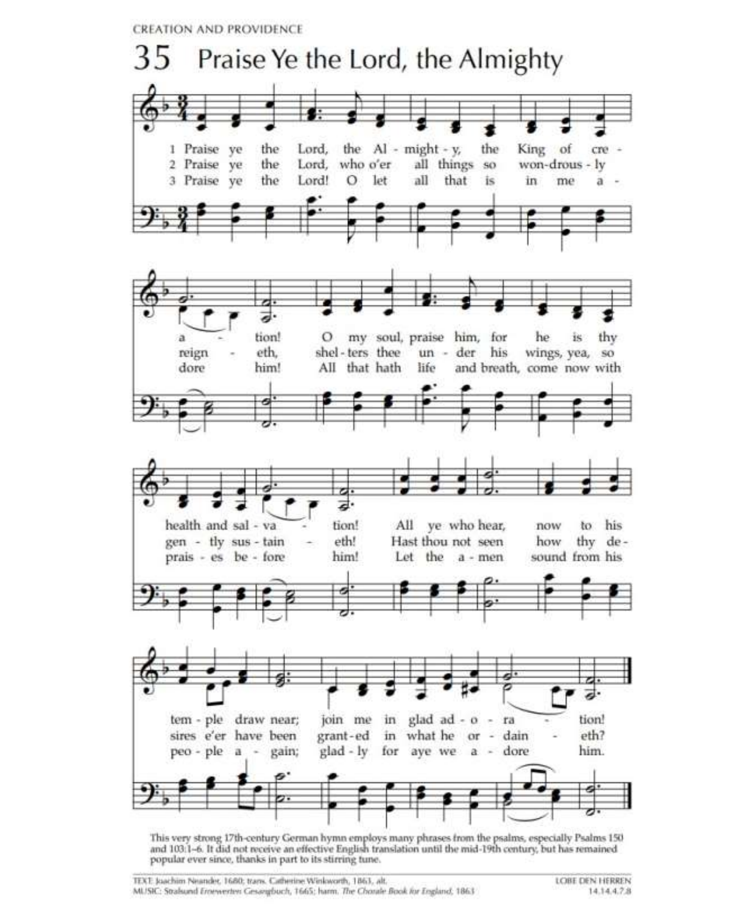# 35 Praise Ye the Lord, the Almighty

1 Praise ye the Lord, the Almighty, the King of creation!
O my soul, praise him, for he is thy health and salvation!
All ye who hear, now to his temple draw near;
join me in glad adoration!

2 Praise ye the Lord, who o'er all things so wondrously reigneth,
shelters thee under his wings, yea, so gently sustaineth!
Hast thou not seen how thy desires e'er have been
granted in what he ordaineth?

3 Praise ye the Lord! O let all that is in me adore him!
All that hath life and breath, come now with praises before him!
Let the amen sound from his people again;
gladly for aye we adore him.

This very strong 17th-century German hymn employs many phrases from the psalms, especially Psalms 150 and 103:1–6. It did not receive an effective English translation until the mid-19th century, but has remained popular ever since, thanks in part to its stirring tune.

TEXT: Joachim Neander, 1680; trans. Catherine Winkworth, 1863, alt.
MUSIC: Stralsund *Erneuerten Gesangbuch*, 1665; harm. *The Chorale Book for England*, 1863

LOBE DEN HERREN
14.14.4.7.8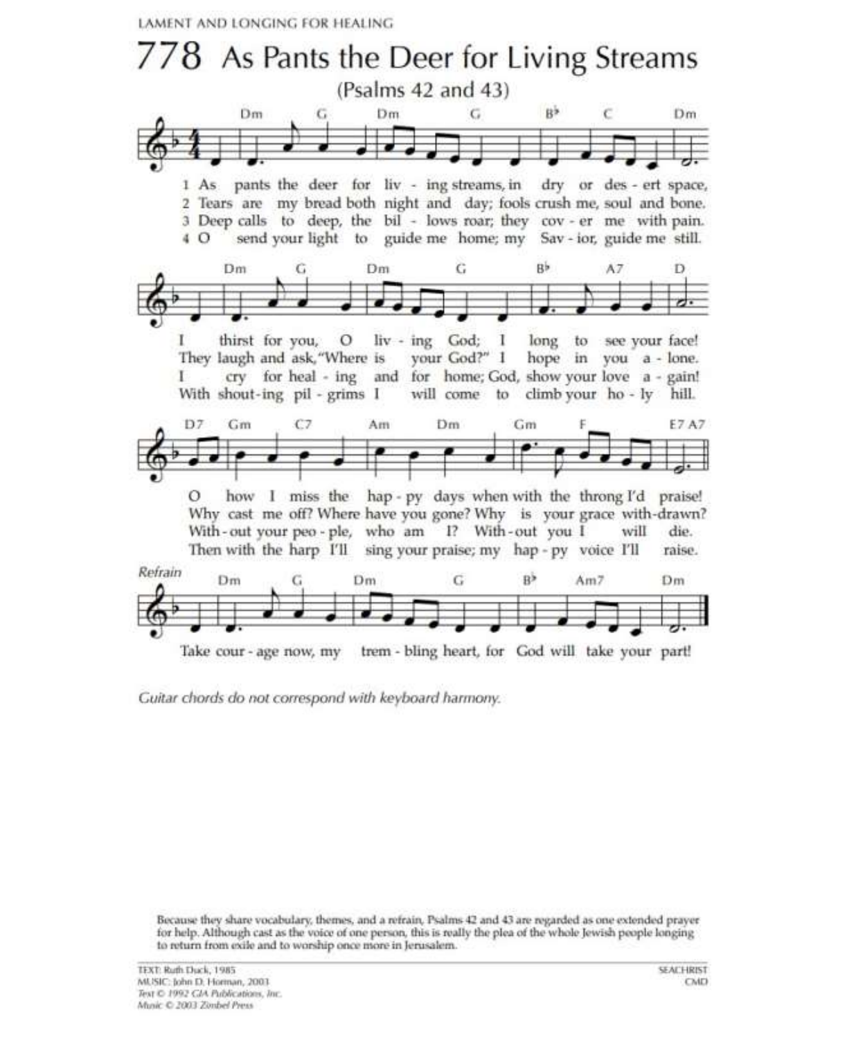LAMENT AND LONGING FOR HEALING

# 778 As Pants the Deer for Living Streams

(Psalms 42 and 43)

1 As pants the deer for living streams, in dry or desert space,
I thirst for you, O living God; I long to see your face!
O how I miss the happy days when with the throng I'd praise!

2 Tears are my bread both night and day; fools crush me, soul and bone.
They laugh and ask, "Where is your God?" I hope in you alone.
Why cast me off? Where have you gone? Why is your grace withdrawn?

3 Deep calls to deep, the billows roar; they cover me with pain.
I cry for healing and for home; God, show your love again!
Without your people, who am I? Without you I will die.

4 O send your light to guide me home; my Savior, guide me still.
With shouting pilgrims I will come to climb your holy hill.
Then with the harp I'll sing your praise; my happy voice I'll raise.

*Refrain*

Take courage now, my trembling heart, for God will take your part!

*Guitar chords do not correspond with keyboard harmony.*

Because they share vocabulary, themes, and a refrain, Psalms 42 and 43 are regarded as one extended prayer for help. Although cast as the voice of one person, this is really the plea of the whole Jewish people longing to return from exile and to worship once more in Jerusalem.

TEXT: Ruth Duck, 1985
MUSIC: John D. Horman, 2003
*Text © 1992 GIA Publications, Inc.*
*Music © 2003 Zimbel Press*

SEACHRIST
CMD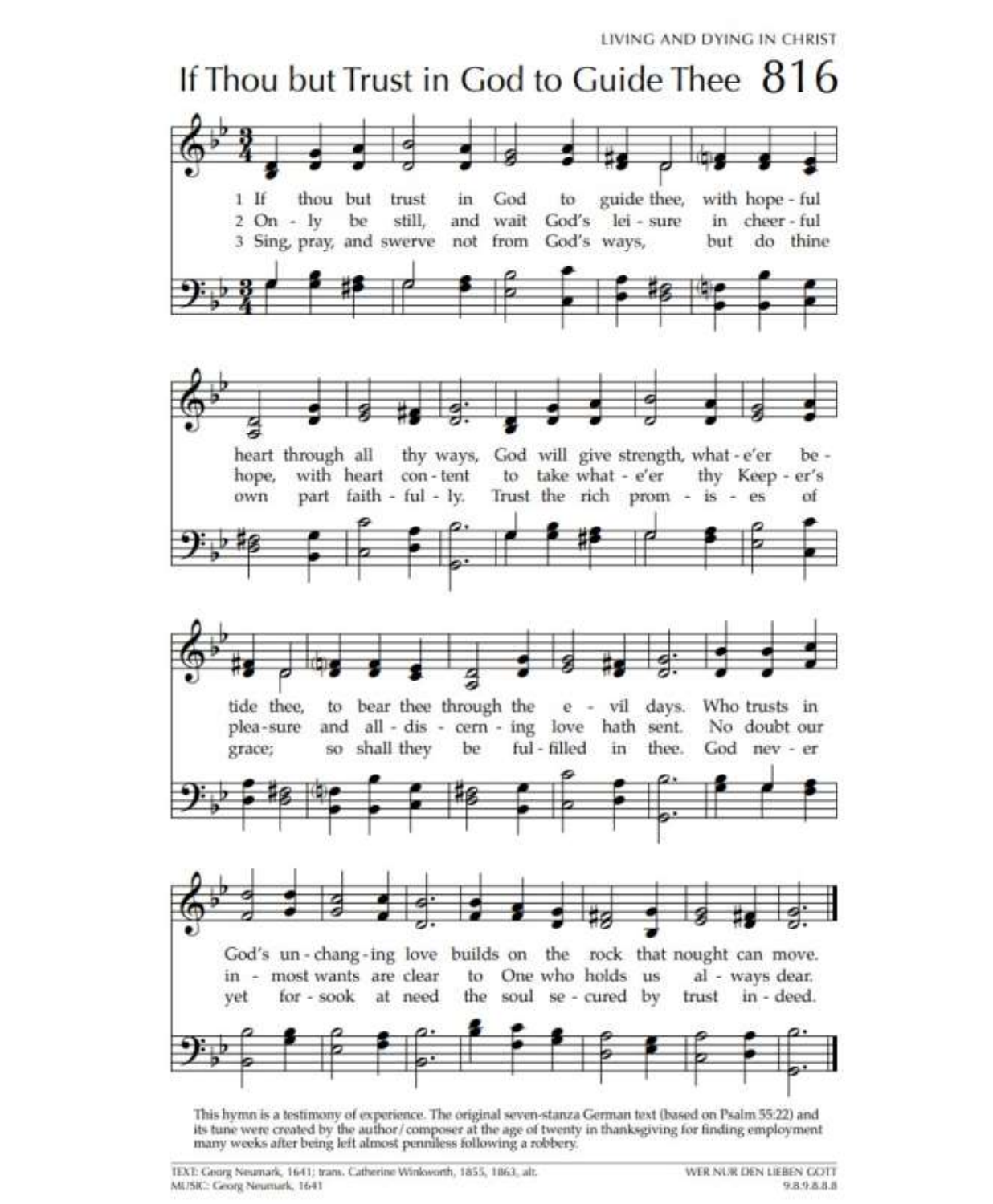LIVING AND DYING IN CHRIST

# If Thou but Trust in God to Guide Thee 816

1 If thou but trust in God to guide thee, with hope-ful heart through all thy ways, God will give strength, what-e'er be-tide thee, to bear thee through the e-vil days. Who trusts in God's un-chang-ing love builds on the rock that nought can move.

2 On-ly be still, and wait God's lei-sure in cheer-ful hope, with heart con-tent to take what-e'er thy Keep-er's plea-sure and all-dis-cern-ing love hath sent. No doubt our in-most wants are clear to One who holds us al-ways dear.

3 Sing, pray, and swerve not from God's ways, but do thine own part faith-ful-ly. Trust the rich prom-is-es of grace; so shall they be ful-filled in thee. God nev-er yet for-sook at need the soul se-cured by trust in-deed.

This hymn is a testimony of experience. The original seven-stanza German text (based on Psalm 55:22) and its tune were created by the author/composer at the age of twenty in thanksgiving for finding employment many weeks after being left almost penniless following a robbery.

TEXT: Georg Neumark, 1641; trans. Catherine Winkworth, 1855, 1863, alt.
MUSIC: Georg Neumark, 1641

WER NUR DEN LIEBEN GOTT
9.8.9.8.8.8